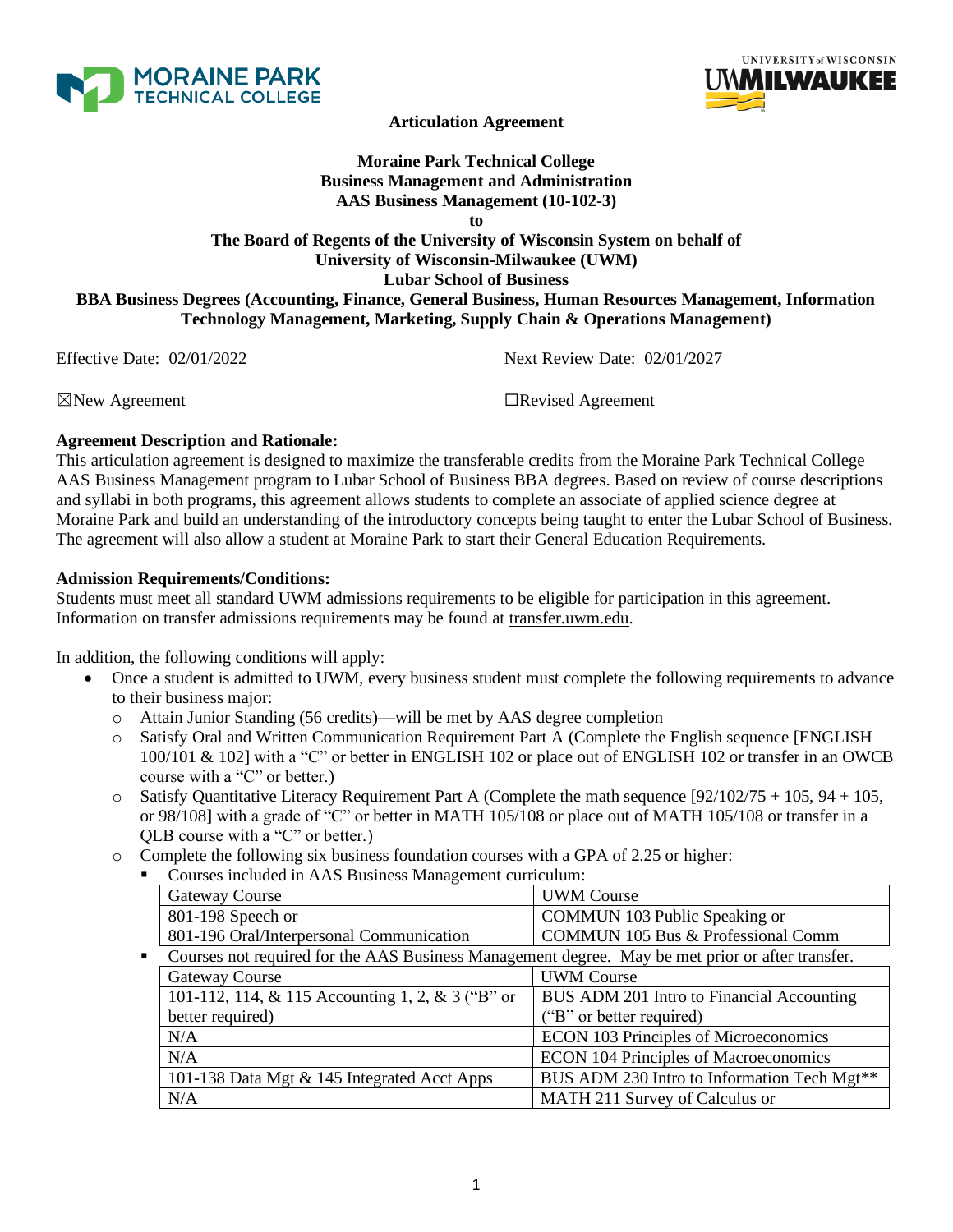**Articulation Agreement**

**Moraine Park Technical College**
**Business Management and Administration**
**AAS Business Management (10-102-3)**
**to**
**The Board of Regents of the University of Wisconsin System on behalf of**
**University of Wisconsin-Milwaukee (UWM)**
**Lubar School of Business**
**BBA Business Degrees (Accounting, Finance, General Business, Human Resources Management, Information Technology Management, Marketing, Supply Chain & Operations Management)**

Effective Date: 02/01/2022 Next Review Date: 02/01/2027

☒New Agreement ☐Revised Agreement

**Agreement Description and Rationale:**
This articulation agreement is designed to maximize the transferable credits from the Moraine Park Technical College AAS Business Management program to Lubar School of Business BBA degrees. Based on review of course descriptions and syllabi in both programs, this agreement allows students to complete an associate of applied science degree at Moraine Park and build an understanding of the introductory concepts being taught to enter the Lubar School of Business. The agreement will also allow a student at Moraine Park to start their General Education Requirements.

**Admission Requirements/Conditions:**
Students must meet all standard UWM admissions requirements to be eligible for participation in this agreement. Information on transfer admissions requirements may be found at transfer.uwm.edu.

In addition, the following conditions will apply:

- Once a student is admitted to UWM, every business student must complete the following requirements to advance to their business major:
  - Attain Junior Standing (56 credits)—will be met by AAS degree completion
  - Satisfy Oral and Written Communication Requirement Part A (Complete the English sequence [ENGLISH 100/101 & 102] with a "C" or better in ENGLISH 102 or place out of ENGLISH 102 or transfer in an OWCB course with a "C" or better.)
  - Satisfy Quantitative Literacy Requirement Part A (Complete the math sequence [92/102/75 + 105, 94 + 105, or 98/108] with a grade of "C" or better in MATH 105/108 or place out of MATH 105/108 or transfer in a QLB course with a "C" or better.)
  - Complete the following six business foundation courses with a GPA of 2.25 or higher:
    - Courses included in AAS Business Management curriculum:

| Gateway Course | UWM Course |
|---|---|
| 801-198 Speech or<br>801-196 Oral/Interpersonal Communication | COMMUN 103 Public Speaking or<br>COMMUN 105 Bus & Professional Comm |

    - Courses not required for the AAS Business Management degree. May be met prior or after transfer.

| Gateway Course | UWM Course |
|---|---|
| 101-112, 114, & 115 Accounting 1, 2, & 3 ("B" or better required) | BUS ADM 201 Intro to Financial Accounting ("B" or better required) |
| N/A | ECON 103 Principles of Microeconomics |
| N/A | ECON 104 Principles of Macroeconomics |
| 101-138 Data Mgt & 145 Integrated Acct Apps | BUS ADM 230 Intro to Information Tech Mgt** |
| N/A | MATH 211 Survey of Calculus or |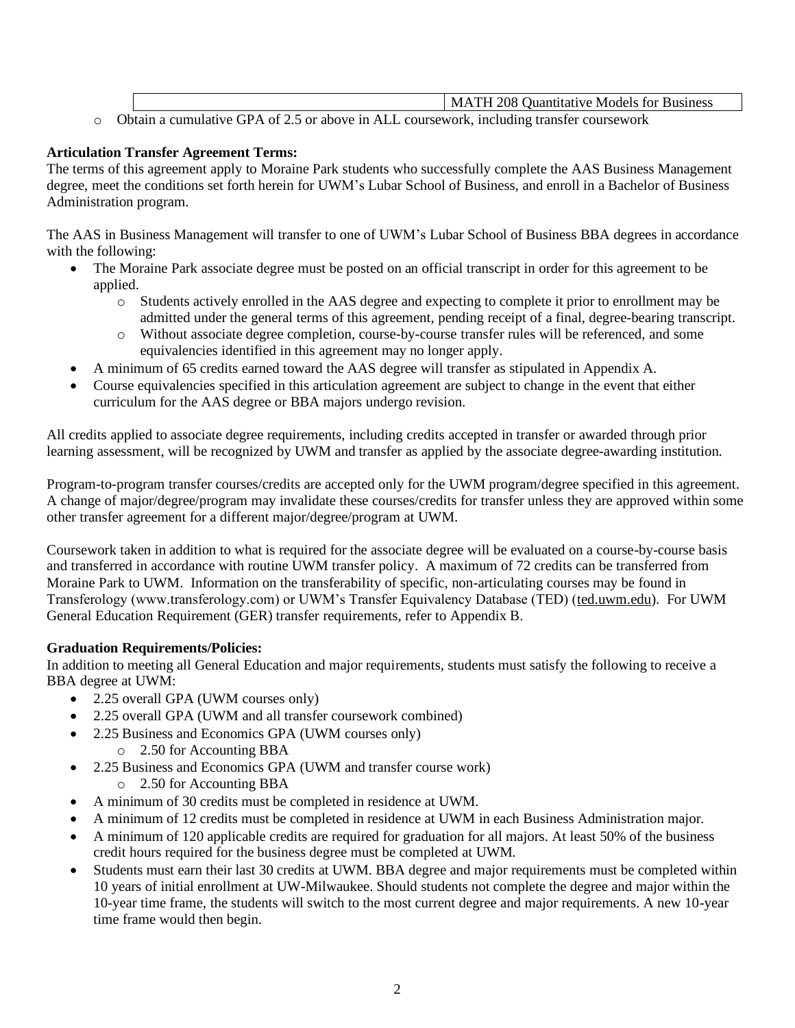| | MATH 208 Quantitative Models for Business |
|---|---|

- Obtain a cumulative GPA of 2.5 or above in ALL coursework, including transfer coursework

**Articulation Transfer Agreement Terms:**

The terms of this agreement apply to Moraine Park students who successfully complete the AAS Business Management degree, meet the conditions set forth herein for UWM's Lubar School of Business, and enroll in a Bachelor of Business Administration program.

The AAS in Business Management will transfer to one of UWM's Lubar School of Business BBA degrees in accordance with the following:

- The Moraine Park associate degree must be posted on an official transcript in order for this agreement to be applied.
  - Students actively enrolled in the AAS degree and expecting to complete it prior to enrollment may be admitted under the general terms of this agreement, pending receipt of a final, degree-bearing transcript.
  - Without associate degree completion, course-by-course transfer rules will be referenced, and some equivalencies identified in this agreement may no longer apply.
- A minimum of 65 credits earned toward the AAS degree will transfer as stipulated in Appendix A.
- Course equivalencies specified in this articulation agreement are subject to change in the event that either curriculum for the AAS degree or BBA majors undergo revision.

All credits applied to associate degree requirements, including credits accepted in transfer or awarded through prior learning assessment, will be recognized by UWM and transfer as applied by the associate degree-awarding institution.

Program-to-program transfer courses/credits are accepted only for the UWM program/degree specified in this agreement. A change of major/degree/program may invalidate these courses/credits for transfer unless they are approved within some other transfer agreement for a different major/degree/program at UWM.

Coursework taken in addition to what is required for the associate degree will be evaluated on a course-by-course basis and transferred in accordance with routine UWM transfer policy. A maximum of 72 credits can be transferred from Moraine Park to UWM. Information on the transferability of specific, non-articulating courses may be found in Transferology (www.transferology.com) or UWM's Transfer Equivalency Database (TED) (ted.uwm.edu). For UWM General Education Requirement (GER) transfer requirements, refer to Appendix B.

**Graduation Requirements/Policies:**

In addition to meeting all General Education and major requirements, students must satisfy the following to receive a BBA degree at UWM:

- 2.25 overall GPA (UWM courses only)
- 2.25 overall GPA (UWM and all transfer coursework combined)
- 2.25 Business and Economics GPA (UWM courses only)
  - 2.50 for Accounting BBA
- 2.25 Business and Economics GPA (UWM and transfer course work)
  - 2.50 for Accounting BBA
- A minimum of 30 credits must be completed in residence at UWM.
- A minimum of 12 credits must be completed in residence at UWM in each Business Administration major.
- A minimum of 120 applicable credits are required for graduation for all majors. At least 50% of the business credit hours required for the business degree must be completed at UWM.
- Students must earn their last 30 credits at UWM. BBA degree and major requirements must be completed within 10 years of initial enrollment at UW-Milwaukee. Should students not complete the degree and major within the 10-year time frame, the students will switch to the most current degree and major requirements. A new 10-year time frame would then begin.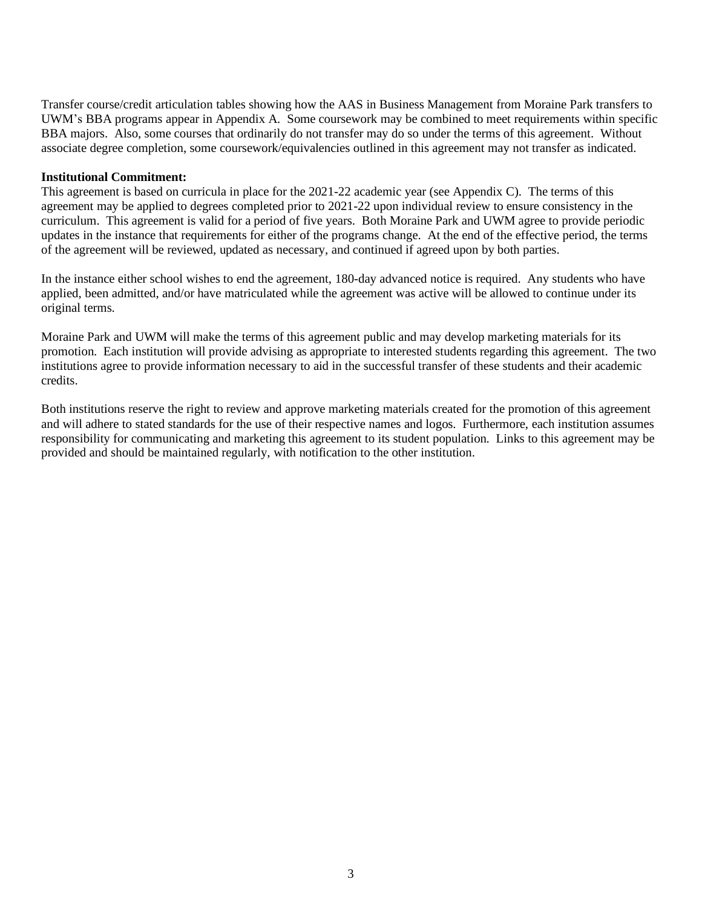Transfer course/credit articulation tables showing how the AAS in Business Management from Moraine Park transfers to UWM's BBA programs appear in Appendix A. Some coursework may be combined to meet requirements within specific BBA majors. Also, some courses that ordinarily do not transfer may do so under the terms of this agreement. Without associate degree completion, some coursework/equivalencies outlined in this agreement may not transfer as indicated.

**Institutional Commitment:**

This agreement is based on curricula in place for the 2021-22 academic year (see Appendix C). The terms of this agreement may be applied to degrees completed prior to 2021-22 upon individual review to ensure consistency in the curriculum. This agreement is valid for a period of five years. Both Moraine Park and UWM agree to provide periodic updates in the instance that requirements for either of the programs change. At the end of the effective period, the terms of the agreement will be reviewed, updated as necessary, and continued if agreed upon by both parties.

In the instance either school wishes to end the agreement, 180-day advanced notice is required. Any students who have applied, been admitted, and/or have matriculated while the agreement was active will be allowed to continue under its original terms.

Moraine Park and UWM will make the terms of this agreement public and may develop marketing materials for its promotion. Each institution will provide advising as appropriate to interested students regarding this agreement. The two institutions agree to provide information necessary to aid in the successful transfer of these students and their academic credits.

Both institutions reserve the right to review and approve marketing materials created for the promotion of this agreement and will adhere to stated standards for the use of their respective names and logos. Furthermore, each institution assumes responsibility for communicating and marketing this agreement to its student population. Links to this agreement may be provided and should be maintained regularly, with notification to the other institution.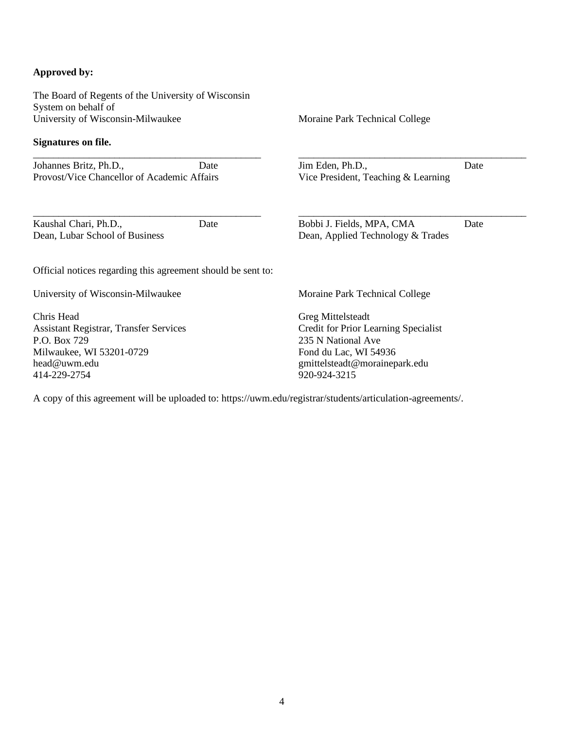**Approved by:**

The Board of Regents of the University of Wisconsin System on behalf of
University of Wisconsin-Milwaukee

**Signatures on file.**

______________________________________________

Johannes Britz, Ph.D., Date
Provost/Vice Chancellor of Academic Affairs

______________________________________________

Kaushal Chari, Ph.D., Date
Dean, Lubar School of Business

Moraine Park Technical College

______________________________________________

Jim Eden, Ph.D., Date
Vice President, Teaching & Learning

______________________________________________

Bobbi J. Fields, MPA, CMA Date
Dean, Applied Technology & Trades

Official notices regarding this agreement should be sent to:

University of Wisconsin-Milwaukee

Chris Head
Assistant Registrar, Transfer Services
P.O. Box 729
Milwaukee, WI 53201-0729
head@uwm.edu
414-229-2754

Moraine Park Technical College

Greg Mittelsteadt
Credit for Prior Learning Specialist
235 N National Ave
Fond du Lac, WI 54936
gmittelsteadt@morainepark.edu
920-924-3215

A copy of this agreement will be uploaded to: https://uwm.edu/registrar/students/articulation-agreements/.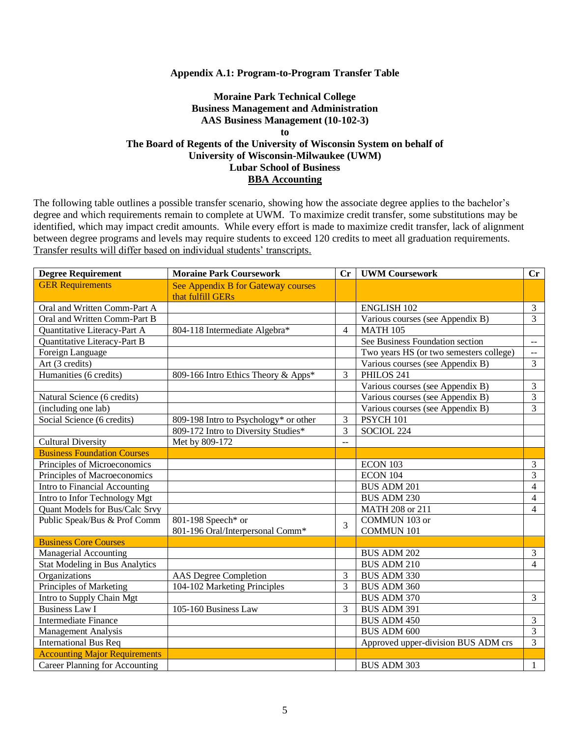**Appendix A.1: Program-to-Program Transfer Table**

**Moraine Park Technical College**
**Business Management and Administration**
**AAS Business Management (10-102-3)**
**to**
**The Board of Regents of the University of Wisconsin System on behalf of**
**University of Wisconsin-Milwaukee (UWM)**
**Lubar School of Business**
**BBA Accounting**

The following table outlines a possible transfer scenario, showing how the associate degree applies to the bachelor's degree and which requirements remain to complete at UWM. To maximize credit transfer, some substitutions may be identified, which may impact credit amounts. While every effort is made to maximize credit transfer, lack of alignment between degree programs and levels may require students to exceed 120 credits to meet all graduation requirements. Transfer results will differ based on individual students' transcripts.

| Degree Requirement | Moraine Park Coursework | Cr | UWM Coursework | Cr |
|---|---|---|---|---|
| GER Requirements | See Appendix B for Gateway courses that fulfill GERs | | | |
| Oral and Written Comm-Part A | | | ENGLISH 102 | 3 |
| Oral and Written Comm-Part B | | | Various courses (see Appendix B) | 3 |
| Quantitative Literacy-Part A | 804-118 Intermediate Algebra* | 4 | MATH 105 | |
| Quantitative Literacy-Part B | | | See Business Foundation section | -- |
| Foreign Language | | | Two years HS (or two semesters college) | -- |
| Art (3 credits) | | | Various courses (see Appendix B) | 3 |
| Humanities (6 credits) | 809-166 Intro Ethics Theory & Apps* | 3 | PHILOS 241 | |
| | | | Various courses (see Appendix B) | 3 |
| Natural Science (6 credits) | | | Various courses (see Appendix B) | 3 |
| (including one lab) | | | Various courses (see Appendix B) | 3 |
| Social Science (6 credits) | 809-198 Intro to Psychology* or other | 3 | PSYCH 101 | |
| | 809-172 Intro to Diversity Studies* | 3 | SOCIOL 224 | |
| Cultural Diversity | Met by 809-172 | -- | | |
| Business Foundation Courses | | | | |
| Principles of Microeconomics | | | ECON 103 | 3 |
| Principles of Macroeconomics | | | ECON 104 | 3 |
| Intro to Financial Accounting | | | BUS ADM 201 | 4 |
| Intro to Infor Technology Mgt | | | BUS ADM 230 | 4 |
| Quant Models for Bus/Calc Srvy | | | MATH 208 or 211 | 4 |
| Public Speak/Bus & Prof Comm | 801-198 Speech* or 801-196 Oral/Interpersonal Comm* | 3 | COMMUN 103 or COMMUN 101 | |
| Business Core Courses | | | | |
| Managerial Accounting | | | BUS ADM 202 | 3 |
| Stat Modeling in Bus Analytics | | | BUS ADM 210 | 4 |
| Organizations | AAS Degree Completion | 3 | BUS ADM 330 | |
| Principles of Marketing | 104-102 Marketing Principles | 3 | BUS ADM 360 | |
| Intro to Supply Chain Mgt | | | BUS ADM 370 | 3 |
| Business Law I | 105-160 Business Law | 3 | BUS ADM 391 | |
| Intermediate Finance | | | BUS ADM 450 | 3 |
| Management Analysis | | | BUS ADM 600 | 3 |
| International Bus Req | | | Approved upper-division BUS ADM crs | 3 |
| Accounting Major Requirements | | | | |
| Career Planning for Accounting | | | BUS ADM 303 | 1 |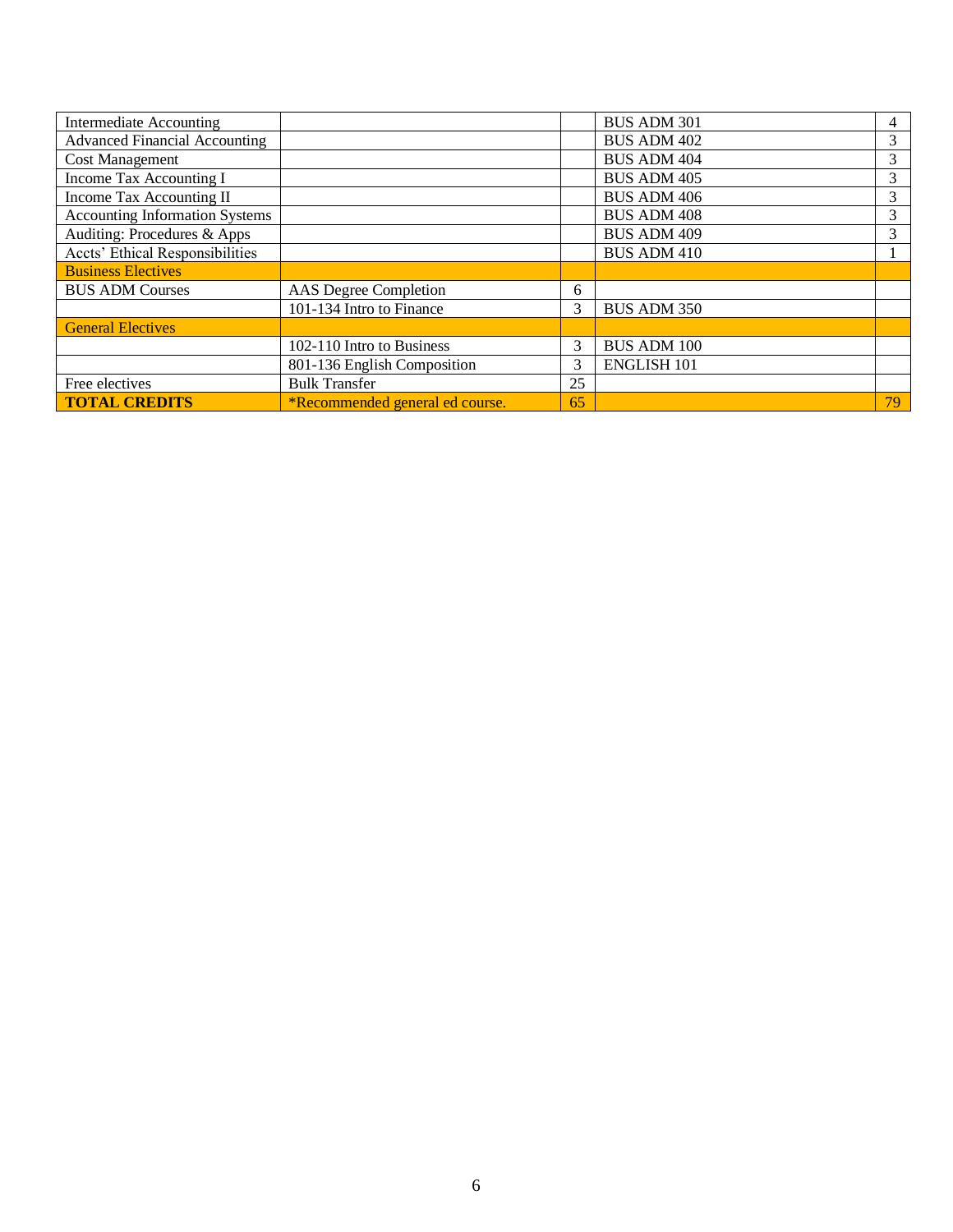| | | | | |
|---|---|---|---|---|
| Intermediate Accounting | | | BUS ADM 301 | 4 |
| Advanced Financial Accounting | | | BUS ADM 402 | 3 |
| Cost Management | | | BUS ADM 404 | 3 |
| Income Tax Accounting I | | | BUS ADM 405 | 3 |
| Income Tax Accounting II | | | BUS ADM 406 | 3 |
| Accounting Information Systems | | | BUS ADM 408 | 3 |
| Auditing: Procedures & Apps | | | BUS ADM 409 | 3 |
| Accts' Ethical Responsibilities | | | BUS ADM 410 | 1 |
| Business Electives | | | | |
| BUS ADM Courses | AAS Degree Completion | 6 | | |
| | 101-134 Intro to Finance | 3 | BUS ADM 350 | |
| General Electives | | | | |
| | 102-110 Intro to Business | 3 | BUS ADM 100 | |
| | 801-136 English Composition | 3 | ENGLISH 101 | |
| Free electives | Bulk Transfer | 25 | | |
| **TOTAL CREDITS** | *Recommended general ed course. | 65 | | 79 |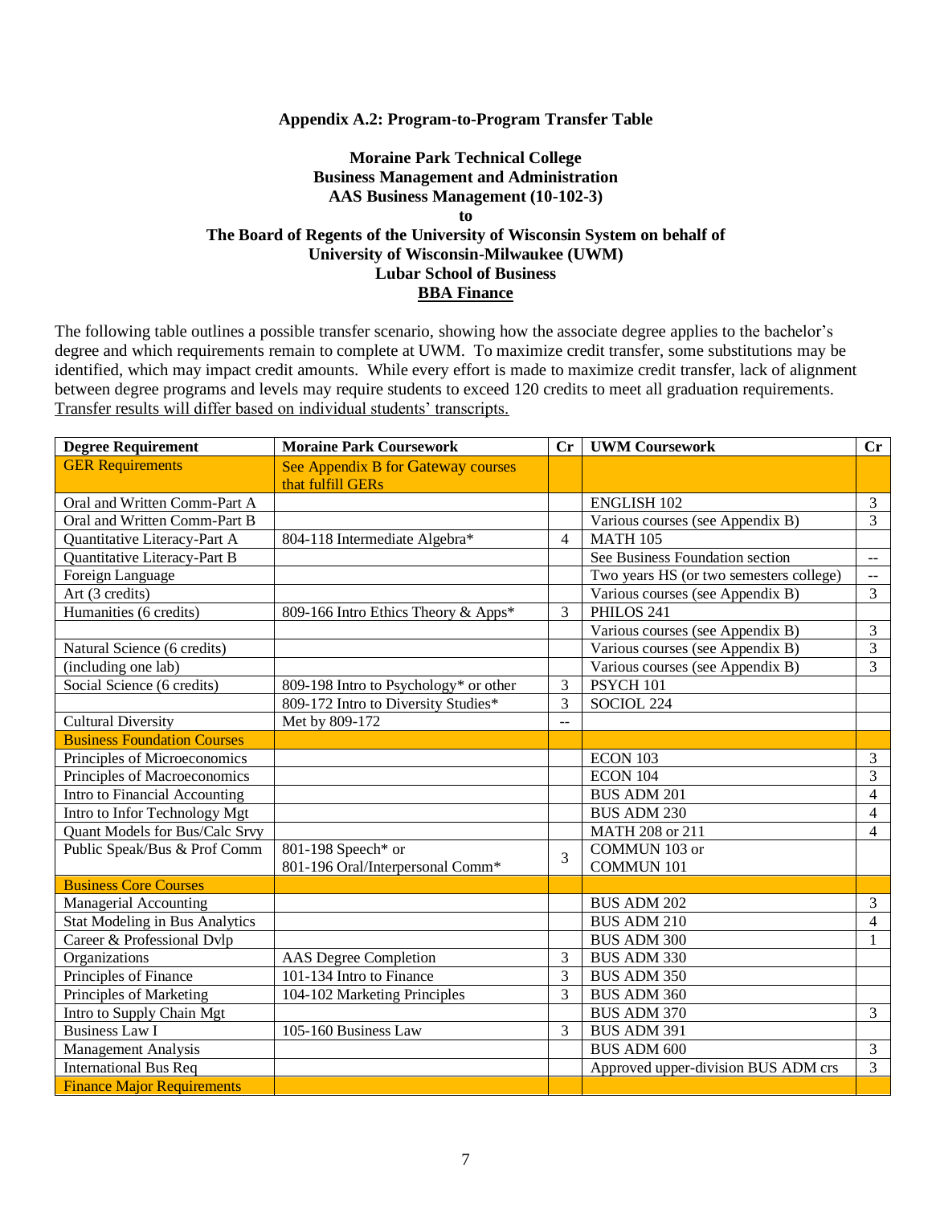**Appendix A.2: Program-to-Program Transfer Table**

**Moraine Park Technical College**
**Business Management and Administration**
**AAS Business Management (10-102-3)**
**to**
**The Board of Regents of the University of Wisconsin System on behalf of**
**University of Wisconsin-Milwaukee (UWM)**
**Lubar School of Business**
**BBA Finance**

The following table outlines a possible transfer scenario, showing how the associate degree applies to the bachelor's degree and which requirements remain to complete at UWM. To maximize credit transfer, some substitutions may be identified, which may impact credit amounts. While every effort is made to maximize credit transfer, lack of alignment between degree programs and levels may require students to exceed 120 credits to meet all graduation requirements. Transfer results will differ based on individual students' transcripts.

| Degree Requirement | Moraine Park Coursework | Cr | UWM Coursework | Cr |
|---|---|---|---|---|
| GER Requirements | See Appendix B for Gateway courses that fulfill GERs | | | |
| Oral and Written Comm-Part A | | | ENGLISH 102 | 3 |
| Oral and Written Comm-Part B | | | Various courses (see Appendix B) | 3 |
| Quantitative Literacy-Part A | 804-118 Intermediate Algebra* | 4 | MATH 105 | |
| Quantitative Literacy-Part B | | | See Business Foundation section | -- |
| Foreign Language | | | Two years HS (or two semesters college) | -- |
| Art (3 credits) | | | Various courses (see Appendix B) | 3 |
| Humanities (6 credits) | 809-166 Intro Ethics Theory & Apps* | 3 | PHILOS 241 | |
| | | | Various courses (see Appendix B) | 3 |
| Natural Science (6 credits) | | | Various courses (see Appendix B) | 3 |
| (including one lab) | | | Various courses (see Appendix B) | 3 |
| Social Science (6 credits) | 809-198 Intro to Psychology* or other | 3 | PSYCH 101 | |
| | 809-172 Intro to Diversity Studies* | 3 | SOCIOL 224 | |
| Cultural Diversity | Met by 809-172 | -- | | |
| Business Foundation Courses | | | | |
| Principles of Microeconomics | | | ECON 103 | 3 |
| Principles of Macroeconomics | | | ECON 104 | 3 |
| Intro to Financial Accounting | | | BUS ADM 201 | 4 |
| Intro to Infor Technology Mgt | | | BUS ADM 230 | 4 |
| Quant Models for Bus/Calc Srvy | | | MATH 208 or 211 | 4 |
| Public Speak/Bus & Prof Comm | 801-198 Speech* or 801-196 Oral/Interpersonal Comm* | 3 | COMMUN 103 or COMMUN 101 | |
| Business Core Courses | | | | |
| Managerial Accounting | | | BUS ADM 202 | 3 |
| Stat Modeling in Bus Analytics | | | BUS ADM 210 | 4 |
| Career & Professional Dvlp | | | BUS ADM 300 | 1 |
| Organizations | AAS Degree Completion | 3 | BUS ADM 330 | |
| Principles of Finance | 101-134 Intro to Finance | 3 | BUS ADM 350 | |
| Principles of Marketing | 104-102 Marketing Principles | 3 | BUS ADM 360 | |
| Intro to Supply Chain Mgt | | | BUS ADM 370 | 3 |
| Business Law I | 105-160 Business Law | 3 | BUS ADM 391 | |
| Management Analysis | | | BUS ADM 600 | 3 |
| International Bus Req | | | Approved upper-division BUS ADM crs | 3 |
| Finance Major Requirements | | | | |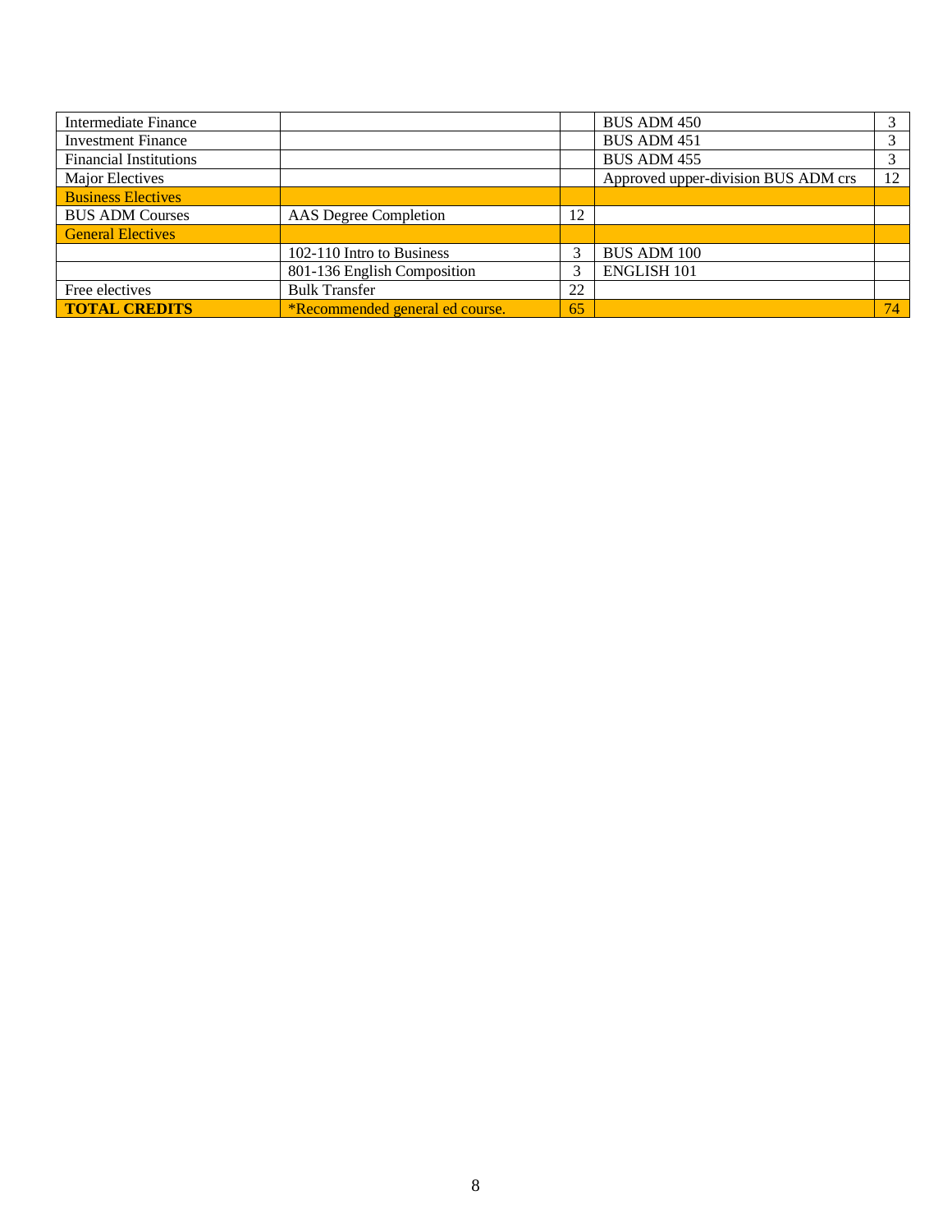| Intermediate Finance | | | BUS ADM 450 | 3 |
|---|---|---|---|---|
| Investment Finance | | | BUS ADM 451 | 3 |
| Financial Institutions | | | BUS ADM 455 | 3 |
| Major Electives | | | Approved upper-division BUS ADM crs | 12 |
| Business Electives | | | | |
| BUS ADM Courses | AAS Degree Completion | 12 | | |
| General Electives | | | | |
| | 102-110 Intro to Business | 3 | BUS ADM 100 | |
| | 801-136 English Composition | 3 | ENGLISH 101 | |
| Free electives | Bulk Transfer | 22 | | |
| **TOTAL CREDITS** | *Recommended general ed course. | 65 | | 74 |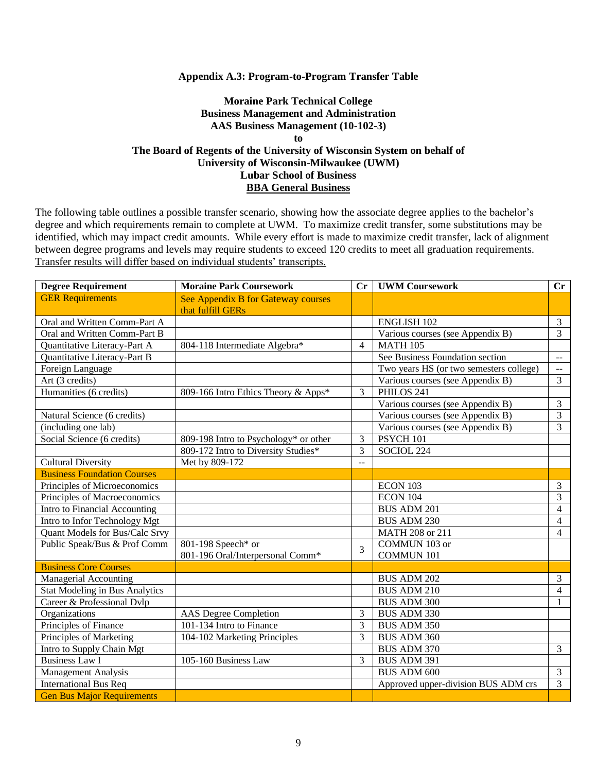**Appendix A.3: Program-to-Program Transfer Table**

**Moraine Park Technical College**
**Business Management and Administration**
**AAS Business Management (10-102-3)**
**to**
**The Board of Regents of the University of Wisconsin System on behalf of**
**University of Wisconsin-Milwaukee (UWM)**
**Lubar School of Business**
**BBA General Business**

The following table outlines a possible transfer scenario, showing how the associate degree applies to the bachelor's degree and which requirements remain to complete at UWM. To maximize credit transfer, some substitutions may be identified, which may impact credit amounts. While every effort is made to maximize credit transfer, lack of alignment between degree programs and levels may require students to exceed 120 credits to meet all graduation requirements. Transfer results will differ based on individual students' transcripts.

| Degree Requirement | Moraine Park Coursework | Cr | UWM Coursework | Cr |
|---|---|---|---|---|
| GER Requirements | See Appendix B for Gateway courses that fulfill GERs | | | |
| Oral and Written Comm-Part A | | | ENGLISH 102 | 3 |
| Oral and Written Comm-Part B | | | Various courses (see Appendix B) | 3 |
| Quantitative Literacy-Part A | 804-118 Intermediate Algebra* | 4 | MATH 105 | |
| Quantitative Literacy-Part B | | | See Business Foundation section | -- |
| Foreign Language | | | Two years HS (or two semesters college) | -- |
| Art (3 credits) | | | Various courses (see Appendix B) | 3 |
| Humanities (6 credits) | 809-166 Intro Ethics Theory & Apps* | 3 | PHILOS 241 | |
| | | | Various courses (see Appendix B) | 3 |
| Natural Science (6 credits) | | | Various courses (see Appendix B) | 3 |
| (including one lab) | | | Various courses (see Appendix B) | 3 |
| Social Science (6 credits) | 809-198 Intro to Psychology* or other | 3 | PSYCH 101 | |
| | 809-172 Intro to Diversity Studies* | 3 | SOCIOL 224 | |
| Cultural Diversity | Met by 809-172 | -- | | |
| Business Foundation Courses | | | | |
| Principles of Microeconomics | | | ECON 103 | 3 |
| Principles of Macroeconomics | | | ECON 104 | 3 |
| Intro to Financial Accounting | | | BUS ADM 201 | 4 |
| Intro to Infor Technology Mgt | | | BUS ADM 230 | 4 |
| Quant Models for Bus/Calc Srvy | | | MATH 208 or 211 | 4 |
| Public Speak/Bus & Prof Comm | 801-198 Speech* or 801-196 Oral/Interpersonal Comm* | 3 | COMMUN 103 or COMMUN 101 | |
| Business Core Courses | | | | |
| Managerial Accounting | | | BUS ADM 202 | 3 |
| Stat Modeling in Bus Analytics | | | BUS ADM 210 | 4 |
| Career & Professional Dvlp | | | BUS ADM 300 | 1 |
| Organizations | AAS Degree Completion | 3 | BUS ADM 330 | |
| Principles of Finance | 101-134 Intro to Finance | 3 | BUS ADM 350 | |
| Principles of Marketing | 104-102 Marketing Principles | 3 | BUS ADM 360 | |
| Intro to Supply Chain Mgt | | | BUS ADM 370 | 3 |
| Business Law I | 105-160 Business Law | 3 | BUS ADM 391 | |
| Management Analysis | | | BUS ADM 600 | 3 |
| International Bus Req | | | Approved upper-division BUS ADM crs | 3 |
| Gen Bus Major Requirements | | | | |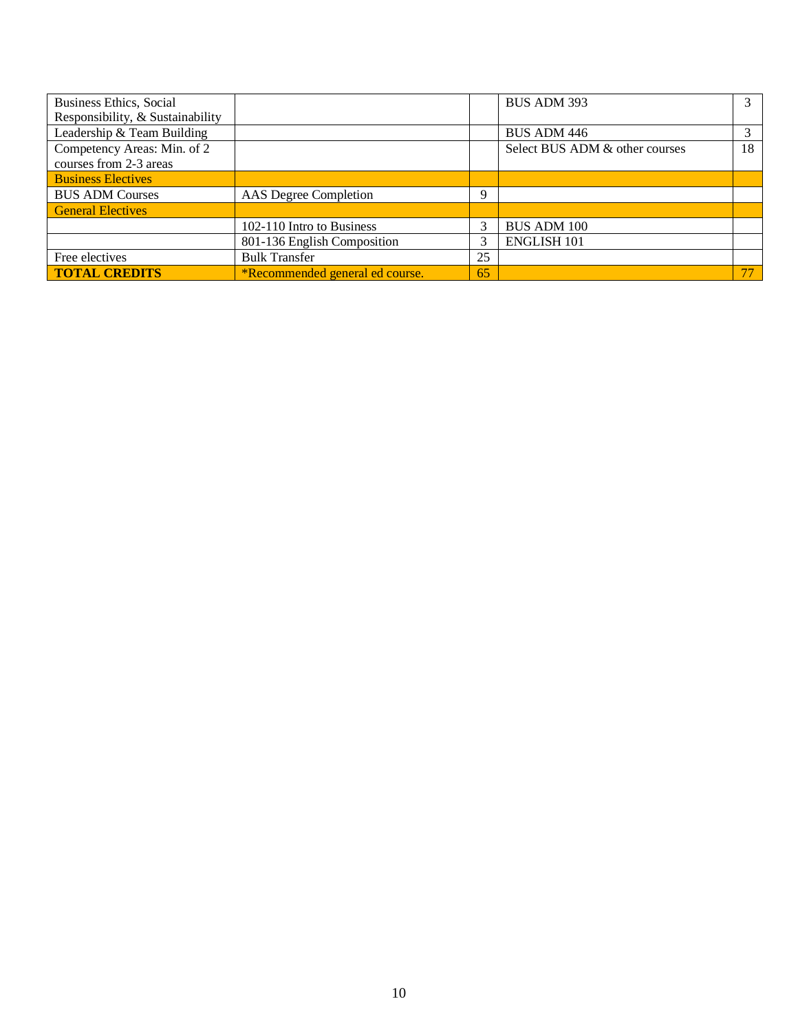| Business Ethics, Social Responsibility, & Sustainability | | | BUS ADM 393 | 3 |
|---|---|---|---|---|
| Leadership & Team Building | | | BUS ADM 446 | 3 |
| Competency Areas: Min. of 2 courses from 2-3 areas | | | Select BUS ADM & other courses | 18 |
| Business Electives | | | | |
| BUS ADM Courses | AAS Degree Completion | 9 | | |
| General Electives | | | | |
| | 102-110 Intro to Business | 3 | BUS ADM 100 | |
| | 801-136 English Composition | 3 | ENGLISH 101 | |
| Free electives | Bulk Transfer | 25 | | |
| **TOTAL CREDITS** | *Recommended general ed course. | 65 | | 77 |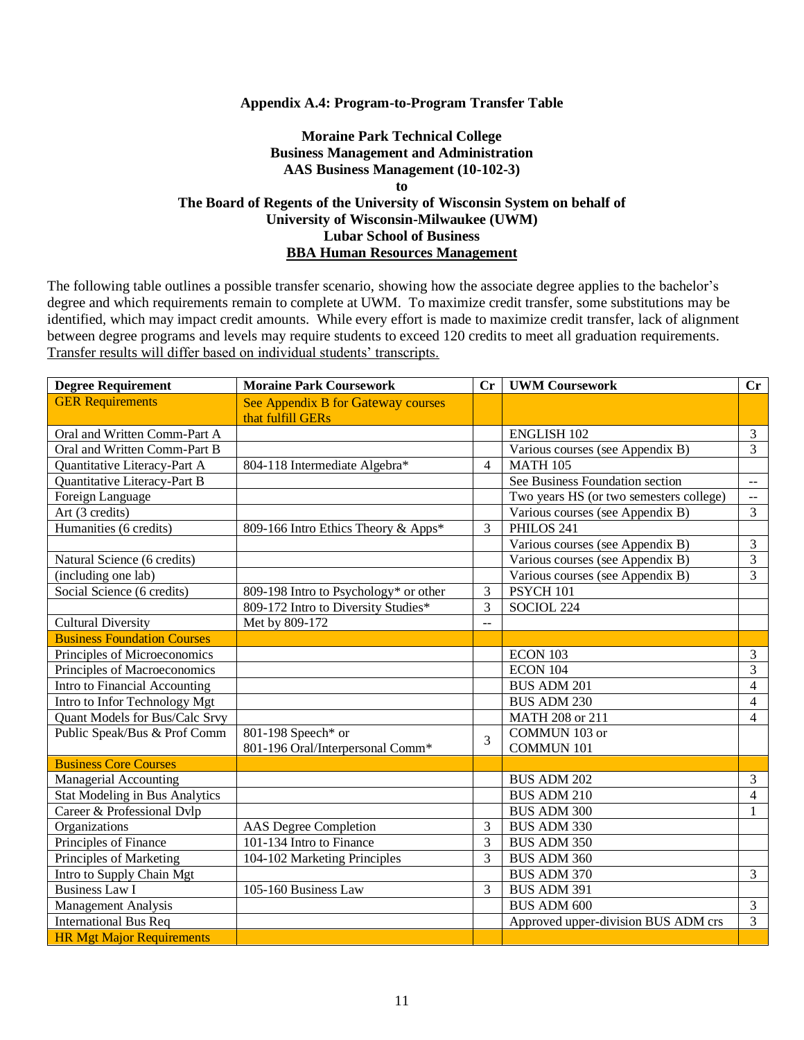**Appendix A.4: Program-to-Program Transfer Table**

**Moraine Park Technical College**
**Business Management and Administration**
**AAS Business Management (10-102-3)**
**to**
**The Board of Regents of the University of Wisconsin System on behalf of**
**University of Wisconsin-Milwaukee (UWM)**
**Lubar School of Business**
**BBA Human Resources Management**

The following table outlines a possible transfer scenario, showing how the associate degree applies to the bachelor's degree and which requirements remain to complete at UWM. To maximize credit transfer, some substitutions may be identified, which may impact credit amounts. While every effort is made to maximize credit transfer, lack of alignment between degree programs and levels may require students to exceed 120 credits to meet all graduation requirements. Transfer results will differ based on individual students' transcripts.

| Degree Requirement | Moraine Park Coursework | Cr | UWM Coursework | Cr |
|---|---|---|---|---|
| GER Requirements | See Appendix B for Gateway courses that fulfill GERs | | | |
| Oral and Written Comm-Part A | | | ENGLISH 102 | 3 |
| Oral and Written Comm-Part B | | | Various courses (see Appendix B) | 3 |
| Quantitative Literacy-Part A | 804-118 Intermediate Algebra* | 4 | MATH 105 | |
| Quantitative Literacy-Part B | | | See Business Foundation section | -- |
| Foreign Language | | | Two years HS (or two semesters college) | -- |
| Art (3 credits) | | | Various courses (see Appendix B) | 3 |
| Humanities (6 credits) | 809-166 Intro Ethics Theory & Apps* | 3 | PHILOS 241 | |
| | | | Various courses (see Appendix B) | 3 |
| Natural Science (6 credits) | | | Various courses (see Appendix B) | 3 |
| (including one lab) | | | Various courses (see Appendix B) | 3 |
| Social Science (6 credits) | 809-198 Intro to Psychology* or other | 3 | PSYCH 101 | |
| | 809-172 Intro to Diversity Studies* | 3 | SOCIOL 224 | |
| Cultural Diversity | Met by 809-172 | -- | | |
| Business Foundation Courses | | | | |
| Principles of Microeconomics | | | ECON 103 | 3 |
| Principles of Macroeconomics | | | ECON 104 | 3 |
| Intro to Financial Accounting | | | BUS ADM 201 | 4 |
| Intro to Infor Technology Mgt | | | BUS ADM 230 | 4 |
| Quant Models for Bus/Calc Srvy | | | MATH 208 or 211 | 4 |
| Public Speak/Bus & Prof Comm | 801-198 Speech* or 801-196 Oral/Interpersonal Comm* | 3 | COMMUN 103 or COMMUN 101 | |
| Business Core Courses | | | | |
| Managerial Accounting | | | BUS ADM 202 | 3 |
| Stat Modeling in Bus Analytics | | | BUS ADM 210 | 4 |
| Career & Professional Dvlp | | | BUS ADM 300 | 1 |
| Organizations | AAS Degree Completion | 3 | BUS ADM 330 | |
| Principles of Finance | 101-134 Intro to Finance | 3 | BUS ADM 350 | |
| Principles of Marketing | 104-102 Marketing Principles | 3 | BUS ADM 360 | |
| Intro to Supply Chain Mgt | | | BUS ADM 370 | 3 |
| Business Law I | 105-160 Business Law | 3 | BUS ADM 391 | |
| Management Analysis | | | BUS ADM 600 | 3 |
| International Bus Req | | | Approved upper-division BUS ADM crs | 3 |
| HR Mgt Major Requirements | | | | |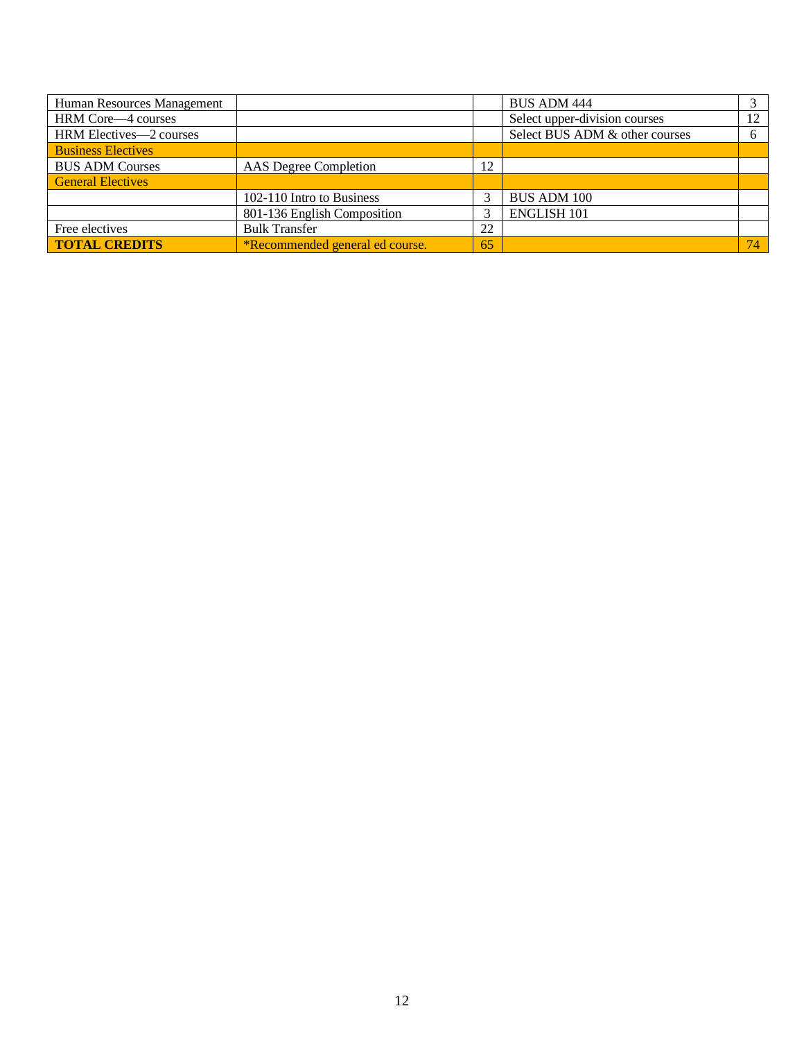| | | | | |
|---|---|---|---|---|
| Human Resources Management | | | BUS ADM 444 | 3 |
| HRM Core—4 courses | | | Select upper-division courses | 12 |
| HRM Electives—2 courses | | | Select BUS ADM & other courses | 6 |
| Business Electives | | | | |
| BUS ADM Courses | AAS Degree Completion | 12 | | |
| General Electives | | | | |
| | 102-110 Intro to Business | 3 | BUS ADM 100 | |
| | 801-136 English Composition | 3 | ENGLISH 101 | |
| Free electives | Bulk Transfer | 22 | | |
| **TOTAL CREDITS** | *Recommended general ed course. | 65 | | 74 |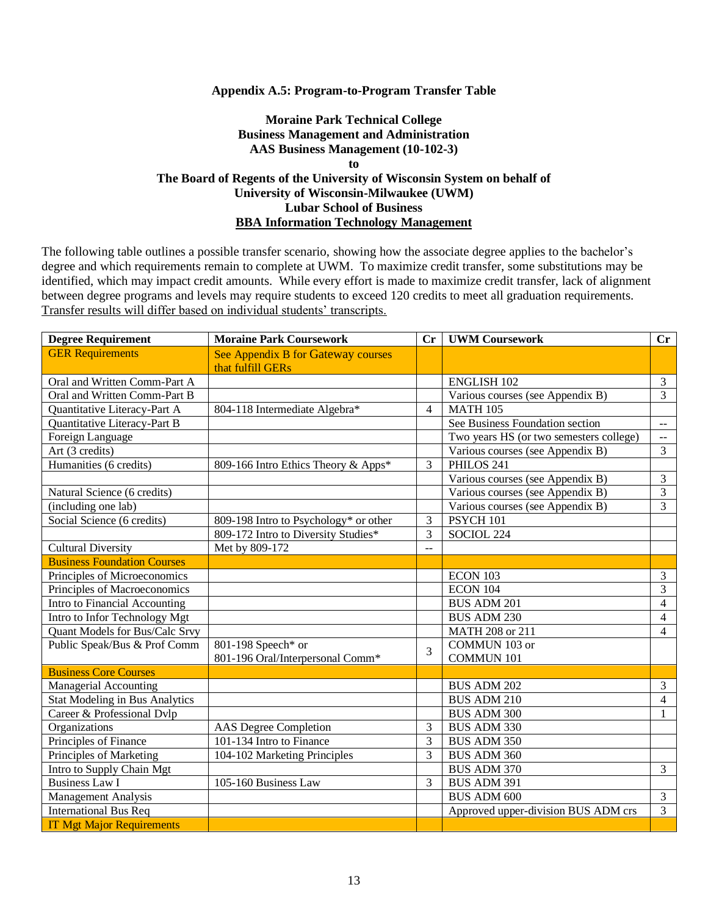**Appendix A.5: Program-to-Program Transfer Table**

**Moraine Park Technical College**
**Business Management and Administration**
**AAS Business Management (10-102-3)**
**to**
**The Board of Regents of the University of Wisconsin System on behalf of**
**University of Wisconsin-Milwaukee (UWM)**
**Lubar School of Business**
**BBA Information Technology Management**

The following table outlines a possible transfer scenario, showing how the associate degree applies to the bachelor's degree and which requirements remain to complete at UWM. To maximize credit transfer, some substitutions may be identified, which may impact credit amounts. While every effort is made to maximize credit transfer, lack of alignment between degree programs and levels may require students to exceed 120 credits to meet all graduation requirements. Transfer results will differ based on individual students' transcripts.

| Degree Requirement | Moraine Park Coursework | Cr | UWM Coursework | Cr |
|---|---|---|---|---|
| GER Requirements | See Appendix B for Gateway courses that fulfill GERs | | | |
| Oral and Written Comm-Part A | | | ENGLISH 102 | 3 |
| Oral and Written Comm-Part B | | | Various courses (see Appendix B) | 3 |
| Quantitative Literacy-Part A | 804-118 Intermediate Algebra* | 4 | MATH 105 | |
| Quantitative Literacy-Part B | | | See Business Foundation section | -- |
| Foreign Language | | | Two years HS (or two semesters college) | -- |
| Art (3 credits) | | | Various courses (see Appendix B) | 3 |
| Humanities (6 credits) | 809-166 Intro Ethics Theory & Apps* | 3 | PHILOS 241 | |
| | | | Various courses (see Appendix B) | 3 |
| Natural Science (6 credits) | | | Various courses (see Appendix B) | 3 |
| (including one lab) | | | Various courses (see Appendix B) | 3 |
| Social Science (6 credits) | 809-198 Intro to Psychology* or other | 3 | PSYCH 101 | |
| | 809-172 Intro to Diversity Studies* | 3 | SOCIOL 224 | |
| Cultural Diversity | Met by 809-172 | -- | | |
| Business Foundation Courses | | | | |
| Principles of Microeconomics | | | ECON 103 | 3 |
| Principles of Macroeconomics | | | ECON 104 | 3 |
| Intro to Financial Accounting | | | BUS ADM 201 | 4 |
| Intro to Infor Technology Mgt | | | BUS ADM 230 | 4 |
| Quant Models for Bus/Calc Srvy | | | MATH 208 or 211 | 4 |
| Public Speak/Bus & Prof Comm | 801-198 Speech* or 801-196 Oral/Interpersonal Comm* | 3 | COMMUN 103 or COMMUN 101 | |
| Business Core Courses | | | | |
| Managerial Accounting | | | BUS ADM 202 | 3 |
| Stat Modeling in Bus Analytics | | | BUS ADM 210 | 4 |
| Career & Professional Dvlp | | | BUS ADM 300 | 1 |
| Organizations | AAS Degree Completion | 3 | BUS ADM 330 | |
| Principles of Finance | 101-134 Intro to Finance | 3 | BUS ADM 350 | |
| Principles of Marketing | 104-102 Marketing Principles | 3 | BUS ADM 360 | |
| Intro to Supply Chain Mgt | | | BUS ADM 370 | 3 |
| Business Law I | 105-160 Business Law | 3 | BUS ADM 391 | |
| Management Analysis | | | BUS ADM 600 | 3 |
| International Bus Req | | | Approved upper-division BUS ADM crs | 3 |
| IT Mgt Major Requirements | | | | |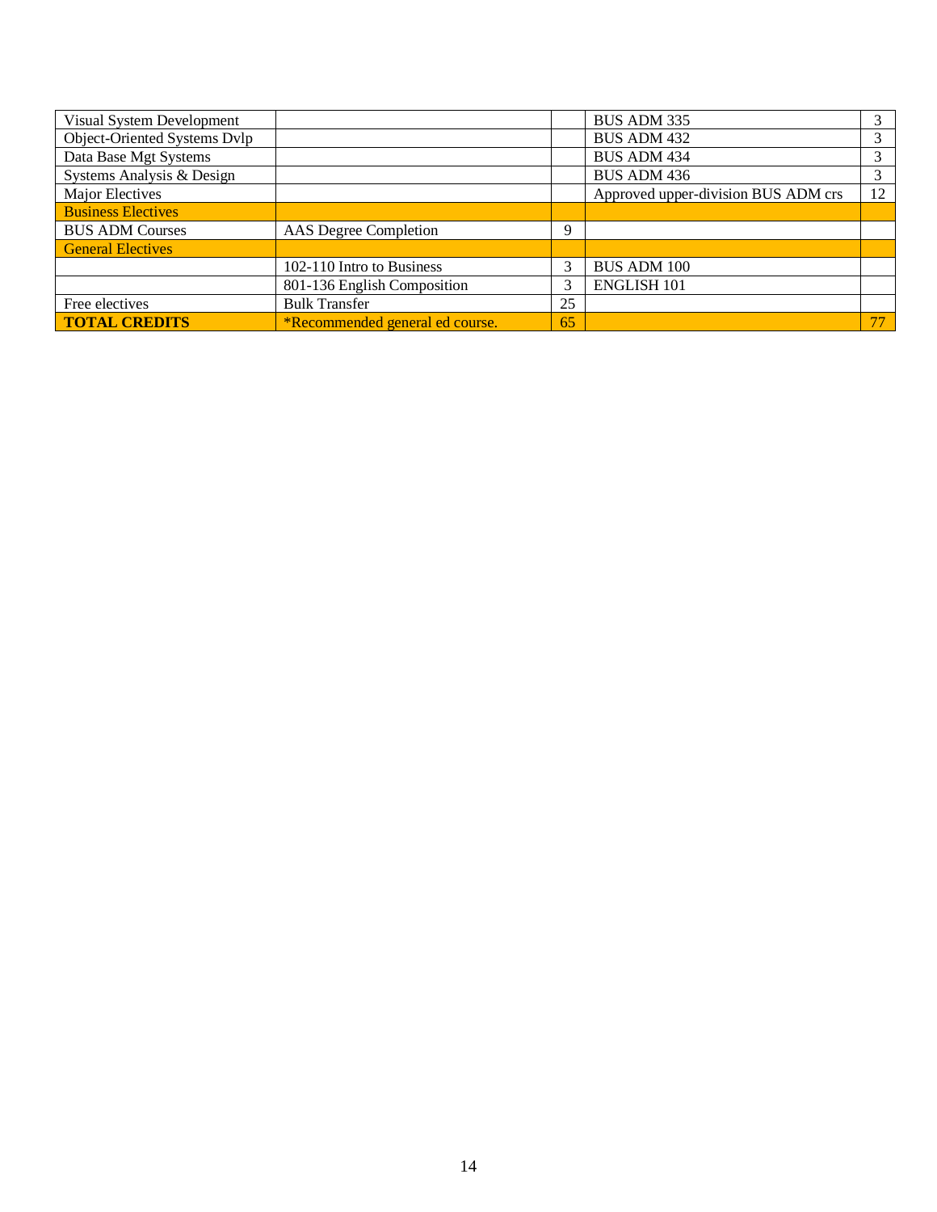| Visual System Development | | | BUS ADM 335 | 3 |
|---|---|---|---|---|
| Object-Oriented Systems Dvlp | | | BUS ADM 432 | 3 |
| Data Base Mgt Systems | | | BUS ADM 434 | 3 |
| Systems Analysis & Design | | | BUS ADM 436 | 3 |
| Major Electives | | | Approved upper-division BUS ADM crs | 12 |
| Business Electives | | | | |
| BUS ADM Courses | AAS Degree Completion | 9 | | |
| General Electives | | | | |
| | 102-110 Intro to Business | 3 | BUS ADM 100 | |
| | 801-136 English Composition | 3 | ENGLISH 101 | |
| Free electives | Bulk Transfer | 25 | | |
| **TOTAL CREDITS** | *Recommended general ed course. | 65 | | 77 |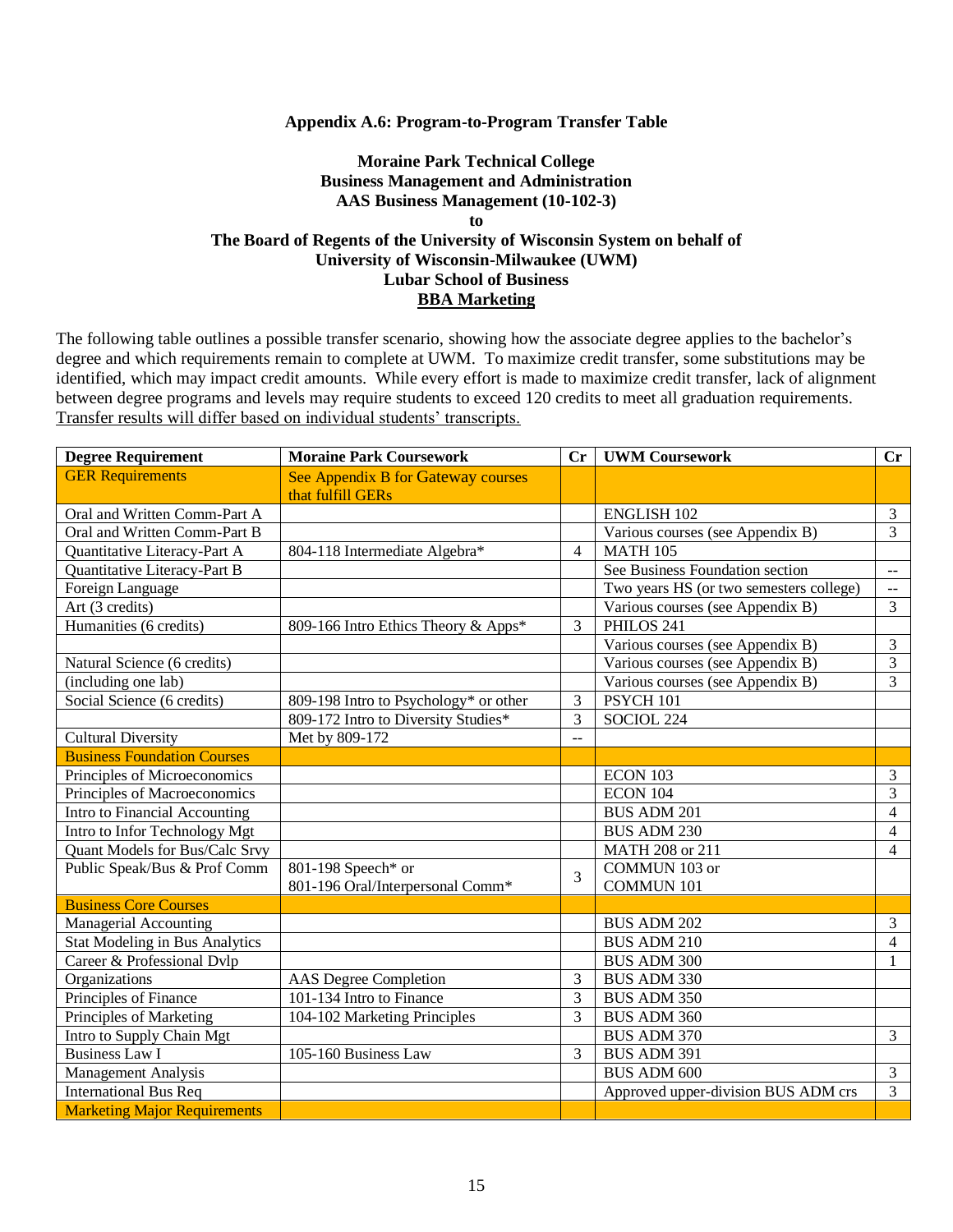**Appendix A.6: Program-to-Program Transfer Table**

**Moraine Park Technical College**
**Business Management and Administration**
**AAS Business Management (10-102-3)**
**to**
**The Board of Regents of the University of Wisconsin System on behalf of**
**University of Wisconsin-Milwaukee (UWM)**
**Lubar School of Business**
**BBA Marketing**

The following table outlines a possible transfer scenario, showing how the associate degree applies to the bachelor's degree and which requirements remain to complete at UWM. To maximize credit transfer, some substitutions may be identified, which may impact credit amounts. While every effort is made to maximize credit transfer, lack of alignment between degree programs and levels may require students to exceed 120 credits to meet all graduation requirements. Transfer results will differ based on individual students' transcripts.

| Degree Requirement | Moraine Park Coursework | Cr | UWM Coursework | Cr |
|---|---|---|---|---|
| GER Requirements | See Appendix B for Gateway courses that fulfill GERs | | | |
| Oral and Written Comm-Part A | | | ENGLISH 102 | 3 |
| Oral and Written Comm-Part B | | | Various courses (see Appendix B) | 3 |
| Quantitative Literacy-Part A | 804-118 Intermediate Algebra* | 4 | MATH 105 | |
| Quantitative Literacy-Part B | | | See Business Foundation section | -- |
| Foreign Language | | | Two years HS (or two semesters college) | -- |
| Art (3 credits) | | | Various courses (see Appendix B) | 3 |
| Humanities (6 credits) | 809-166 Intro Ethics Theory & Apps* | 3 | PHILOS 241 | |
| | | | Various courses (see Appendix B) | 3 |
| Natural Science (6 credits) | | | Various courses (see Appendix B) | 3 |
| (including one lab) | | | Various courses (see Appendix B) | 3 |
| Social Science (6 credits) | 809-198 Intro to Psychology* or other | 3 | PSYCH 101 | |
| | 809-172 Intro to Diversity Studies* | 3 | SOCIOL 224 | |
| Cultural Diversity | Met by 809-172 | -- | | |
| Business Foundation Courses | | | | |
| Principles of Microeconomics | | | ECON 103 | 3 |
| Principles of Macroeconomics | | | ECON 104 | 3 |
| Intro to Financial Accounting | | | BUS ADM 201 | 4 |
| Intro to Infor Technology Mgt | | | BUS ADM 230 | 4 |
| Quant Models for Bus/Calc Srvy | | | MATH 208 or 211 | 4 |
| Public Speak/Bus & Prof Comm | 801-198 Speech* or 801-196 Oral/Interpersonal Comm* | 3 | COMMUN 103 or COMMUN 101 | |
| Business Core Courses | | | | |
| Managerial Accounting | | | BUS ADM 202 | 3 |
| Stat Modeling in Bus Analytics | | | BUS ADM 210 | 4 |
| Career & Professional Dvlp | | | BUS ADM 300 | 1 |
| Organizations | AAS Degree Completion | 3 | BUS ADM 330 | |
| Principles of Finance | 101-134 Intro to Finance | 3 | BUS ADM 350 | |
| Principles of Marketing | 104-102 Marketing Principles | 3 | BUS ADM 360 | |
| Intro to Supply Chain Mgt | | | BUS ADM 370 | 3 |
| Business Law I | 105-160 Business Law | 3 | BUS ADM 391 | |
| Management Analysis | | | BUS ADM 600 | 3 |
| International Bus Req | | | Approved upper-division BUS ADM crs | 3 |
| Marketing Major Requirements | | | | |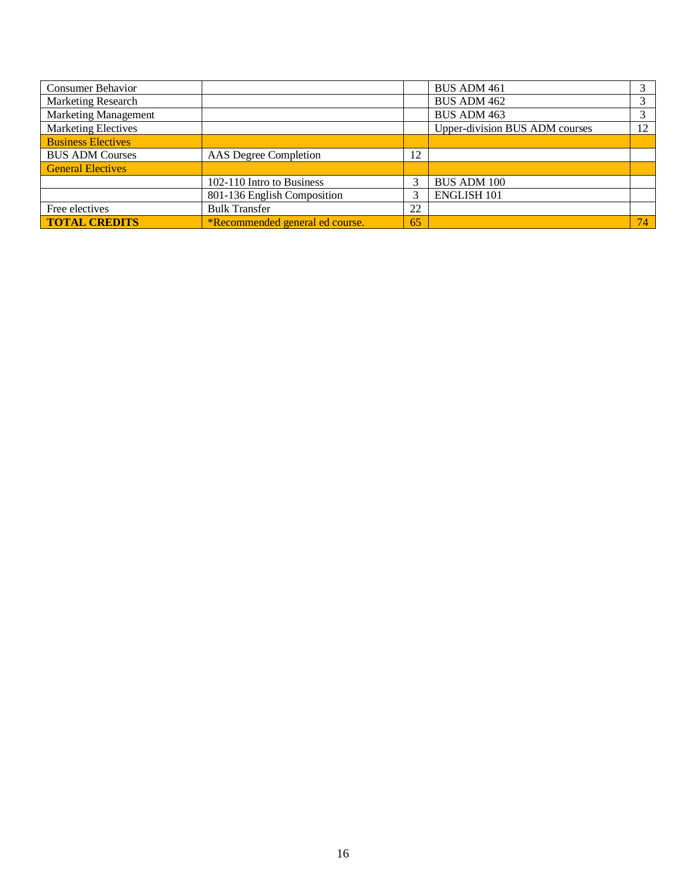| | | | | |
|---|---|---|---|---|
| Consumer Behavior | | | BUS ADM 461 | 3 |
| Marketing Research | | | BUS ADM 462 | 3 |
| Marketing Management | | | BUS ADM 463 | 3 |
| Marketing Electives | | | Upper-division BUS ADM courses | 12 |
| Business Electives | | | | |
| BUS ADM Courses | AAS Degree Completion | 12 | | |
| General Electives | | | | |
| | 102-110 Intro to Business | 3 | BUS ADM 100 | |
| | 801-136 English Composition | 3 | ENGLISH 101 | |
| Free electives | Bulk Transfer | 22 | | |
| **TOTAL CREDITS** | *Recommended general ed course. | 65 | | 74 |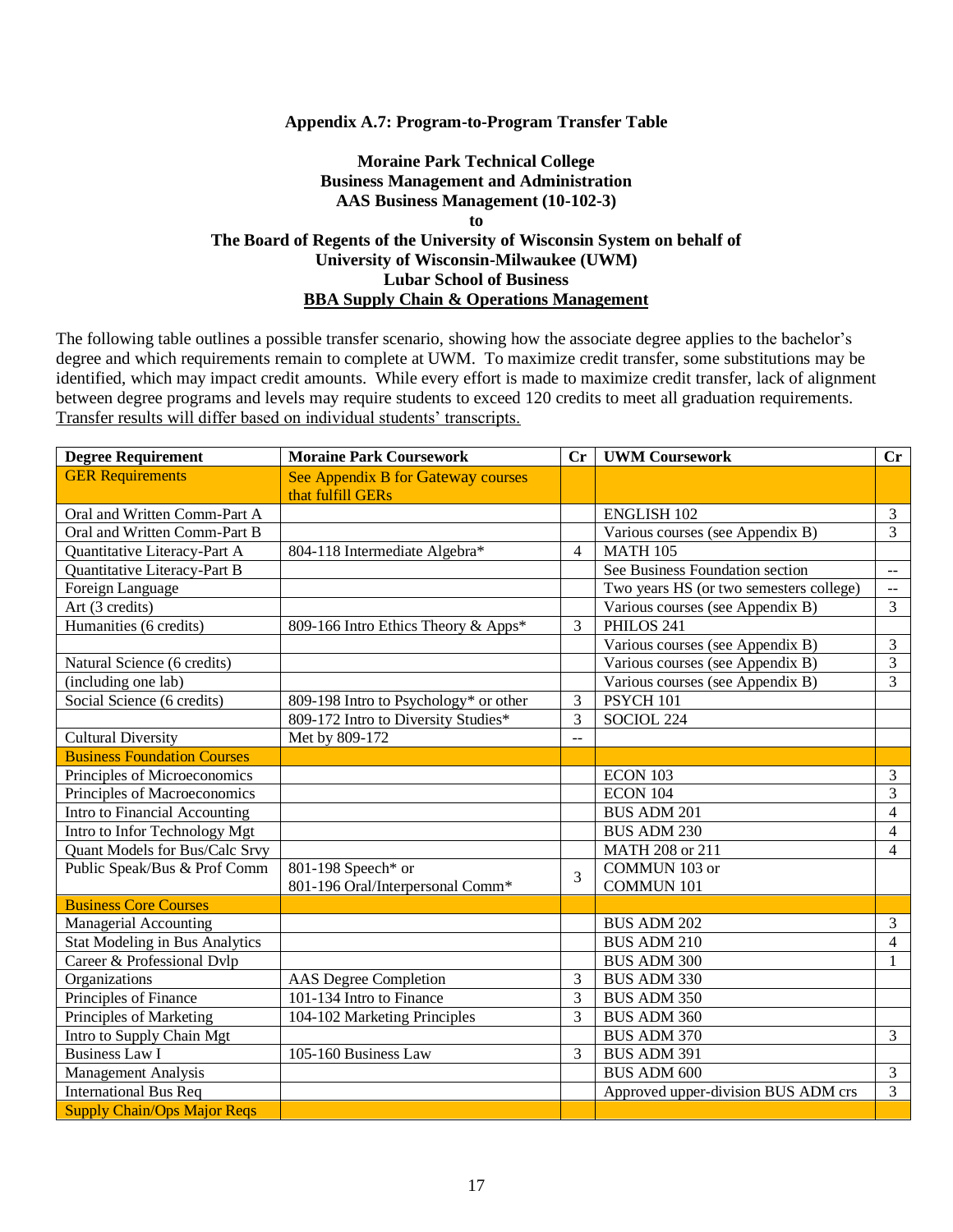**Appendix A.7: Program-to-Program Transfer Table**

**Moraine Park Technical College**
**Business Management and Administration**
**AAS Business Management (10-102-3)**
**to**
**The Board of Regents of the University of Wisconsin System on behalf of**
**University of Wisconsin-Milwaukee (UWM)**
**Lubar School of Business**
**BBA Supply Chain & Operations Management**

The following table outlines a possible transfer scenario, showing how the associate degree applies to the bachelor's degree and which requirements remain to complete at UWM. To maximize credit transfer, some substitutions may be identified, which may impact credit amounts. While every effort is made to maximize credit transfer, lack of alignment between degree programs and levels may require students to exceed 120 credits to meet all graduation requirements. Transfer results will differ based on individual students' transcripts.

| Degree Requirement | Moraine Park Coursework | Cr | UWM Coursework | Cr |
|---|---|---|---|---|
| GER Requirements | See Appendix B for Gateway courses that fulfill GERs | | | |
| Oral and Written Comm-Part A | | | ENGLISH 102 | 3 |
| Oral and Written Comm-Part B | | | Various courses (see Appendix B) | 3 |
| Quantitative Literacy-Part A | 804-118 Intermediate Algebra* | 4 | MATH 105 | |
| Quantitative Literacy-Part B | | | See Business Foundation section | -- |
| Foreign Language | | | Two years HS (or two semesters college) | -- |
| Art (3 credits) | | | Various courses (see Appendix B) | 3 |
| Humanities (6 credits) | 809-166 Intro Ethics Theory & Apps* | 3 | PHILOS 241 | |
| | | | Various courses (see Appendix B) | 3 |
| Natural Science (6 credits) | | | Various courses (see Appendix B) | 3 |
| (including one lab) | | | Various courses (see Appendix B) | 3 |
| Social Science (6 credits) | 809-198 Intro to Psychology* or other | 3 | PSYCH 101 | |
| | 809-172 Intro to Diversity Studies* | 3 | SOCIOL 224 | |
| Cultural Diversity | Met by 809-172 | -- | | |
| Business Foundation Courses | | | | |
| Principles of Microeconomics | | | ECON 103 | 3 |
| Principles of Macroeconomics | | | ECON 104 | 3 |
| Intro to Financial Accounting | | | BUS ADM 201 | 4 |
| Intro to Infor Technology Mgt | | | BUS ADM 230 | 4 |
| Quant Models for Bus/Calc Srvy | | | MATH 208 or 211 | 4 |
| Public Speak/Bus & Prof Comm | 801-198 Speech* or 801-196 Oral/Interpersonal Comm* | 3 | COMMUN 103 or COMMUN 101 | |
| Business Core Courses | | | | |
| Managerial Accounting | | | BUS ADM 202 | 3 |
| Stat Modeling in Bus Analytics | | | BUS ADM 210 | 4 |
| Career & Professional Dvlp | | | BUS ADM 300 | 1 |
| Organizations | AAS Degree Completion | 3 | BUS ADM 330 | |
| Principles of Finance | 101-134 Intro to Finance | 3 | BUS ADM 350 | |
| Principles of Marketing | 104-102 Marketing Principles | 3 | BUS ADM 360 | |
| Intro to Supply Chain Mgt | | | BUS ADM 370 | 3 |
| Business Law I | 105-160 Business Law | 3 | BUS ADM 391 | |
| Management Analysis | | | BUS ADM 600 | 3 |
| International Bus Req | | | Approved upper-division BUS ADM crs | 3 |
| Supply Chain/Ops Major Reqs | | | | |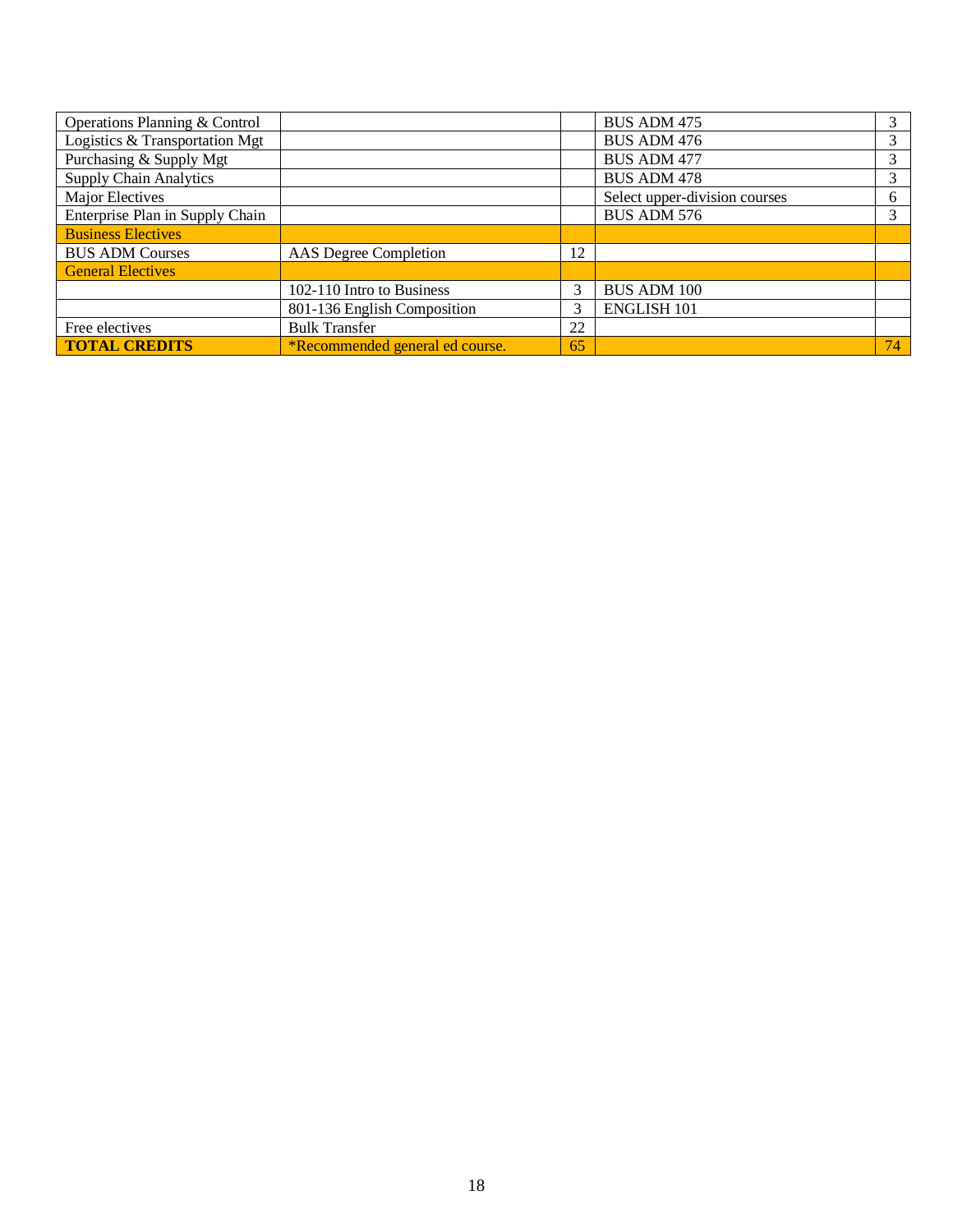| | | | | |
|---|---|---|---|---|
| Operations Planning & Control | | | BUS ADM 475 | 3 |
| Logistics & Transportation Mgt | | | BUS ADM 476 | 3 |
| Purchasing & Supply Mgt | | | BUS ADM 477 | 3 |
| Supply Chain Analytics | | | BUS ADM 478 | 3 |
| Major Electives | | | Select upper-division courses | 6 |
| Enterprise Plan in Supply Chain | | | BUS ADM 576 | 3 |
| Business Electives | | | | |
| BUS ADM Courses | AAS Degree Completion | 12 | | |
| General Electives | | | | |
| | 102-110 Intro to Business | 3 | BUS ADM 100 | |
| | 801-136 English Composition | 3 | ENGLISH 101 | |
| Free electives | Bulk Transfer | 22 | | |
| **TOTAL CREDITS** | *Recommended general ed course. | 65 | | 74 |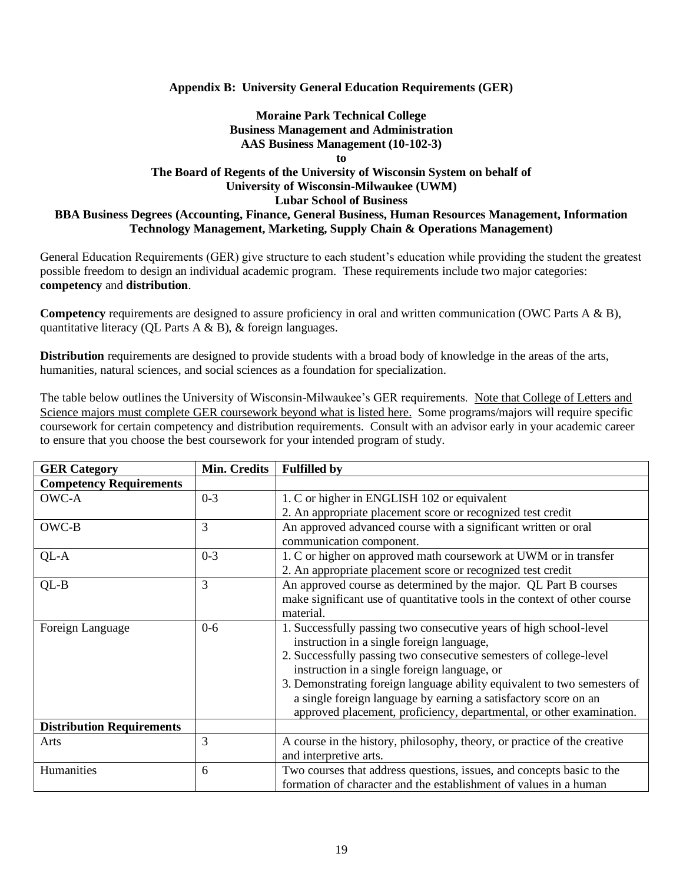### Appendix B: University General Education Requirements (GER)

**Moraine Park Technical College**
**Business Management and Administration**
**AAS Business Management (10-102-3)**
**to**
**The Board of Regents of the University of Wisconsin System on behalf of**
**University of Wisconsin-Milwaukee (UWM)**
**Lubar School of Business**
**BBA Business Degrees (Accounting, Finance, General Business, Human Resources Management, Information Technology Management, Marketing, Supply Chain & Operations Management)**

General Education Requirements (GER) give structure to each student's education while providing the student the greatest possible freedom to design an individual academic program. These requirements include two major categories: **competency** and **distribution**.

**Competency** requirements are designed to assure proficiency in oral and written communication (OWC Parts A & B), quantitative literacy (QL Parts A & B), & foreign languages.

**Distribution** requirements are designed to provide students with a broad body of knowledge in the areas of the arts, humanities, natural sciences, and social sciences as a foundation for specialization.

The table below outlines the University of Wisconsin-Milwaukee's GER requirements. Note that College of Letters and Science majors must complete GER coursework beyond what is listed here. Some programs/majors will require specific coursework for certain competency and distribution requirements. Consult with an advisor early in your academic career to ensure that you choose the best coursework for your intended program of study.

| GER Category | Min. Credits | Fulfilled by |
|---|---|---|
| **Competency Requirements** | | |
| OWC-A | 0-3 | 1. C or higher in ENGLISH 102 or equivalent<br>2. An appropriate placement score or recognized test credit |
| OWC-B | 3 | An approved advanced course with a significant written or oral communication component. |
| QL-A | 0-3 | 1. C or higher on approved math coursework at UWM or in transfer<br>2. An appropriate placement score or recognized test credit |
| QL-B | 3 | An approved course as determined by the major. QL Part B courses make significant use of quantitative tools in the context of other course material. |
| Foreign Language | 0-6 | 1. Successfully passing two consecutive years of high school-level instruction in a single foreign language,<br>2. Successfully passing two consecutive semesters of college-level instruction in a single foreign language, or<br>3. Demonstrating foreign language ability equivalent to two semesters of a single foreign language by earning a satisfactory score on an approved placement, proficiency, departmental, or other examination. |
| **Distribution Requirements** | | |
| Arts | 3 | A course in the history, philosophy, theory, or practice of the creative and interpretive arts. |
| Humanities | 6 | Two courses that address questions, issues, and concepts basic to the formation of character and the establishment of values in a human |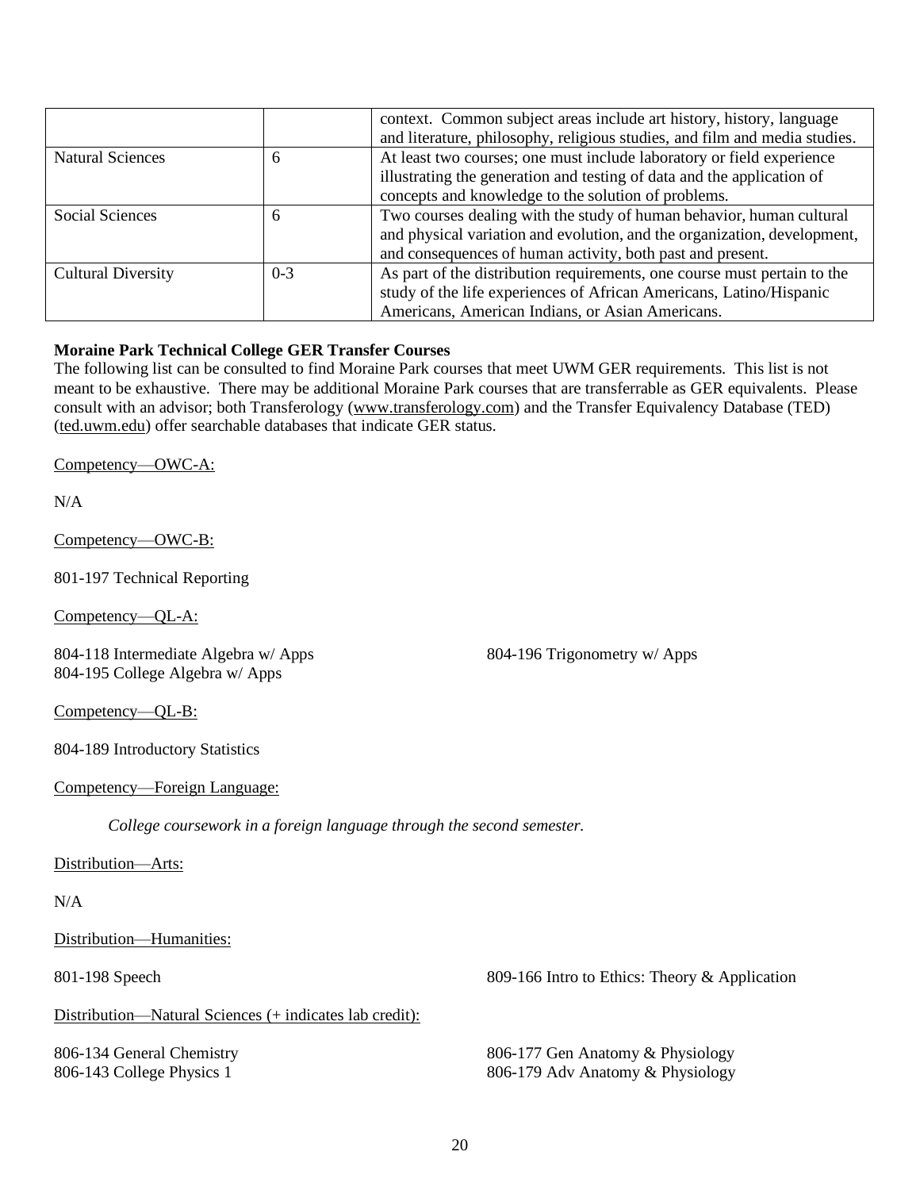| | | |
|---|---|---|
| | | context. Common subject areas include art history, history, language and literature, philosophy, religious studies, and film and media studies. |
| Natural Sciences | 6 | At least two courses; one must include laboratory or field experience illustrating the generation and testing of data and the application of concepts and knowledge to the solution of problems. |
| Social Sciences | 6 | Two courses dealing with the study of human behavior, human cultural and physical variation and evolution, and the organization, development, and consequences of human activity, both past and present. |
| Cultural Diversity | 0-3 | As part of the distribution requirements, one course must pertain to the study of the life experiences of African Americans, Latino/Hispanic Americans, American Indians, or Asian Americans. |

**Moraine Park Technical College GER Transfer Courses**

The following list can be consulted to find Moraine Park courses that meet UWM GER requirements. This list is not meant to be exhaustive. There may be additional Moraine Park courses that are transferrable as GER equivalents. Please consult with an advisor; both Transferology (www.transferology.com) and the Transfer Equivalency Database (TED) (ted.uwm.edu) offer searchable databases that indicate GER status.

Competency—OWC-A:

N/A

Competency—OWC-B:

801-197 Technical Reporting

Competency—QL-A:

804-118 Intermediate Algebra w/ Apps
804-195 College Algebra w/ Apps
804-196 Trigonometry w/ Apps

Competency—QL-B:

804-189 Introductory Statistics

Competency—Foreign Language:

*College coursework in a foreign language through the second semester.*

Distribution—Arts:

N/A

Distribution—Humanities:

801-198 Speech
809-166 Intro to Ethics: Theory & Application

Distribution—Natural Sciences (+ indicates lab credit):

806-134 General Chemistry
806-143 College Physics 1
806-177 Gen Anatomy & Physiology
806-179 Adv Anatomy & Physiology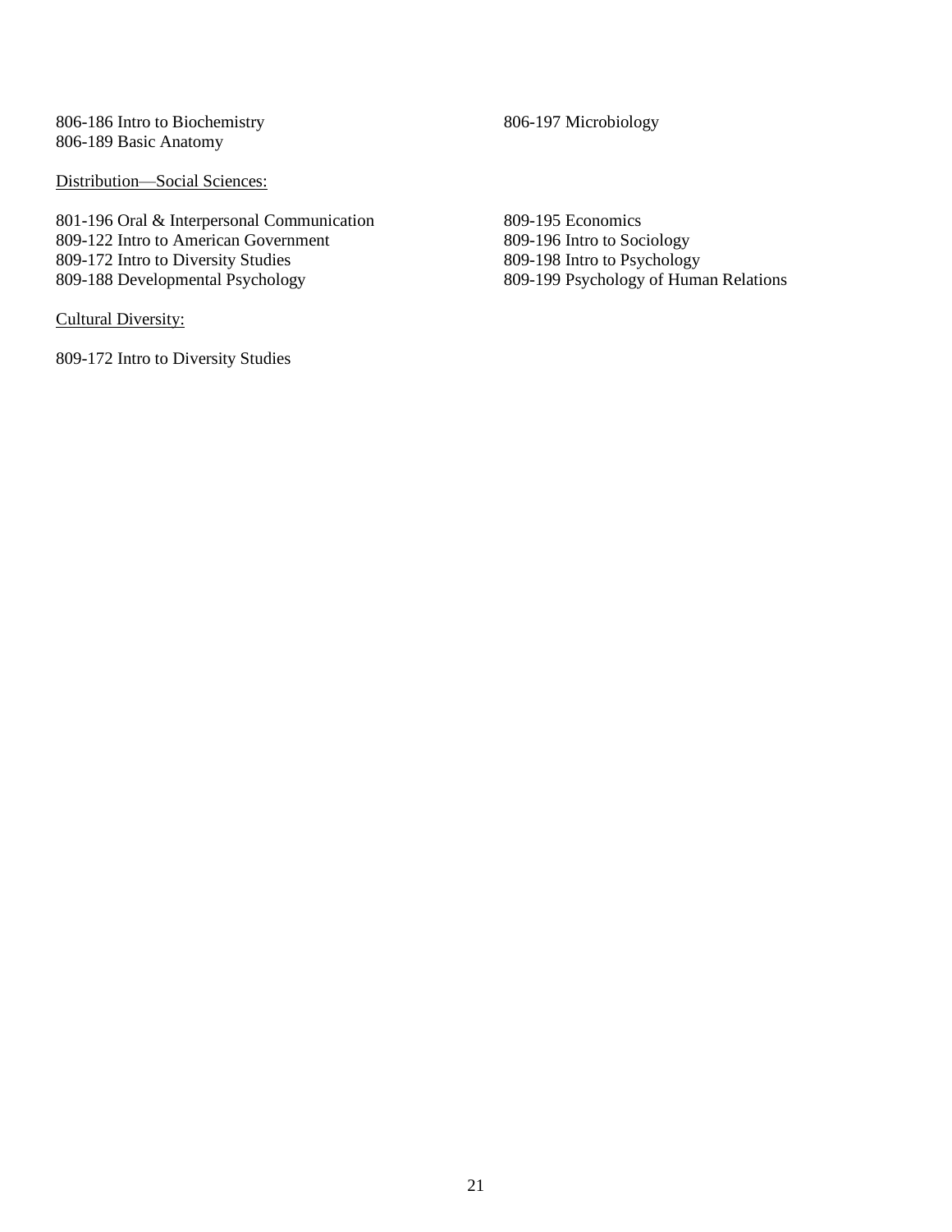806-186 Intro to Biochemistry
806-189 Basic Anatomy
806-197 Microbiology

<u>Distribution—Social Sciences:</u>

801-196 Oral & Interpersonal Communication
809-122 Intro to American Government
809-172 Intro to Diversity Studies
809-188 Developmental Psychology
809-195 Economics
809-196 Intro to Sociology
809-198 Intro to Psychology
809-199 Psychology of Human Relations

<u>Cultural Diversity:</u>

809-172 Intro to Diversity Studies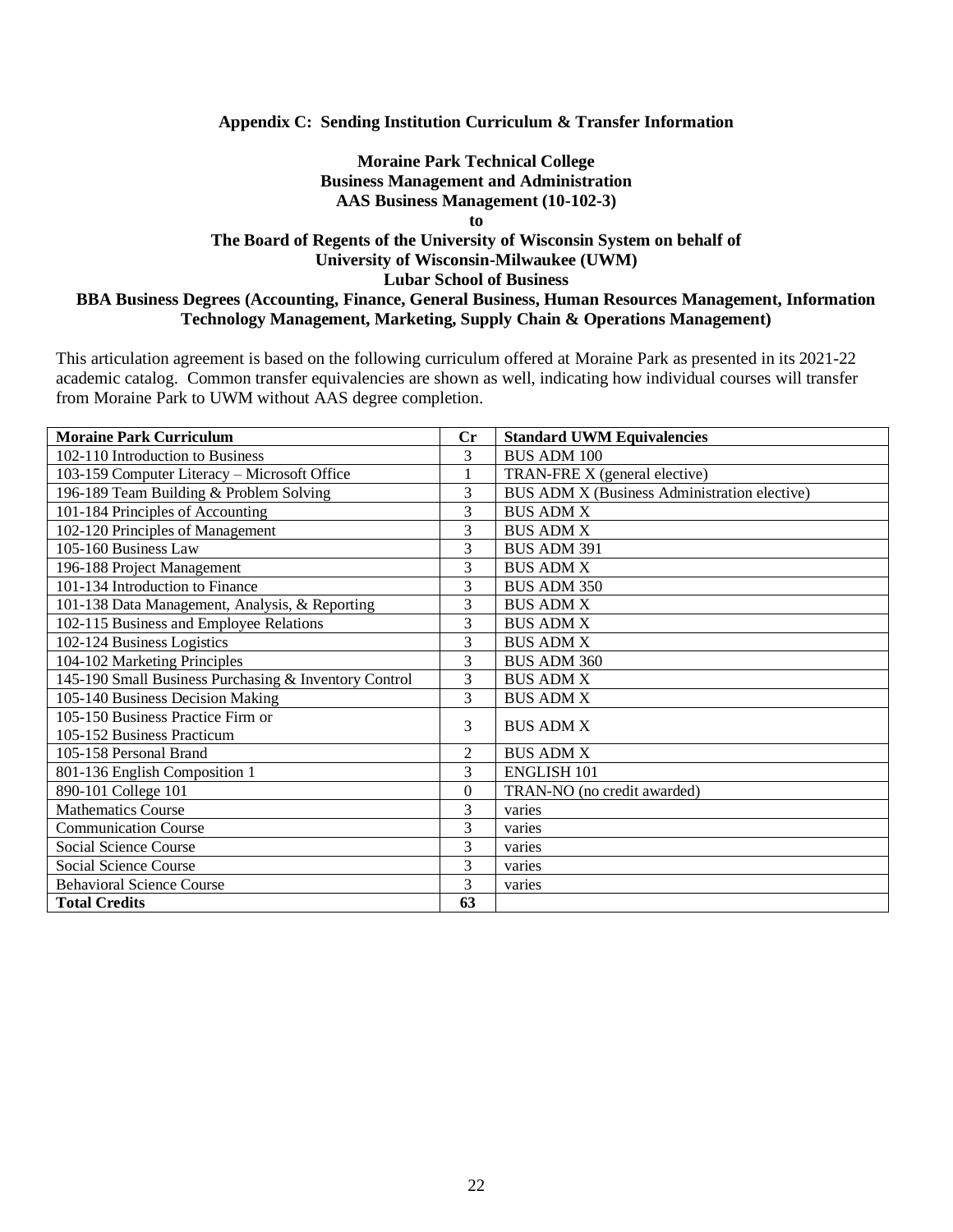**Appendix C: Sending Institution Curriculum & Transfer Information**

**Moraine Park Technical College**
**Business Management and Administration**
**AAS Business Management (10-102-3)**
**to**
**The Board of Regents of the University of Wisconsin System on behalf of**
**University of Wisconsin-Milwaukee (UWM)**
**Lubar School of Business**
**BBA Business Degrees (Accounting, Finance, General Business, Human Resources Management, Information Technology Management, Marketing, Supply Chain & Operations Management)**

This articulation agreement is based on the following curriculum offered at Moraine Park as presented in its 2021-22 academic catalog. Common transfer equivalencies are shown as well, indicating how individual courses will transfer from Moraine Park to UWM without AAS degree completion.

| Moraine Park Curriculum | Cr | Standard UWM Equivalencies |
|---|---|---|
| 102-110 Introduction to Business | 3 | BUS ADM 100 |
| 103-159 Computer Literacy – Microsoft Office | 1 | TRAN-FRE X (general elective) |
| 196-189 Team Building & Problem Solving | 3 | BUS ADM X (Business Administration elective) |
| 101-184 Principles of Accounting | 3 | BUS ADM X |
| 102-120 Principles of Management | 3 | BUS ADM X |
| 105-160 Business Law | 3 | BUS ADM 391 |
| 196-188 Project Management | 3 | BUS ADM X |
| 101-134 Introduction to Finance | 3 | BUS ADM 350 |
| 101-138 Data Management, Analysis, & Reporting | 3 | BUS ADM X |
| 102-115 Business and Employee Relations | 3 | BUS ADM X |
| 102-124 Business Logistics | 3 | BUS ADM X |
| 104-102 Marketing Principles | 3 | BUS ADM 360 |
| 145-190 Small Business Purchasing & Inventory Control | 3 | BUS ADM X |
| 105-140 Business Decision Making | 3 | BUS ADM X |
| 105-150 Business Practice Firm or 105-152 Business Practicum | 3 | BUS ADM X |
| 105-158 Personal Brand | 2 | BUS ADM X |
| 801-136 English Composition 1 | 3 | ENGLISH 101 |
| 890-101 College 101 | 0 | TRAN-NO (no credit awarded) |
| Mathematics Course | 3 | varies |
| Communication Course | 3 | varies |
| Social Science Course | 3 | varies |
| Social Science Course | 3 | varies |
| Behavioral Science Course | 3 | varies |
| **Total Credits** | **63** | |